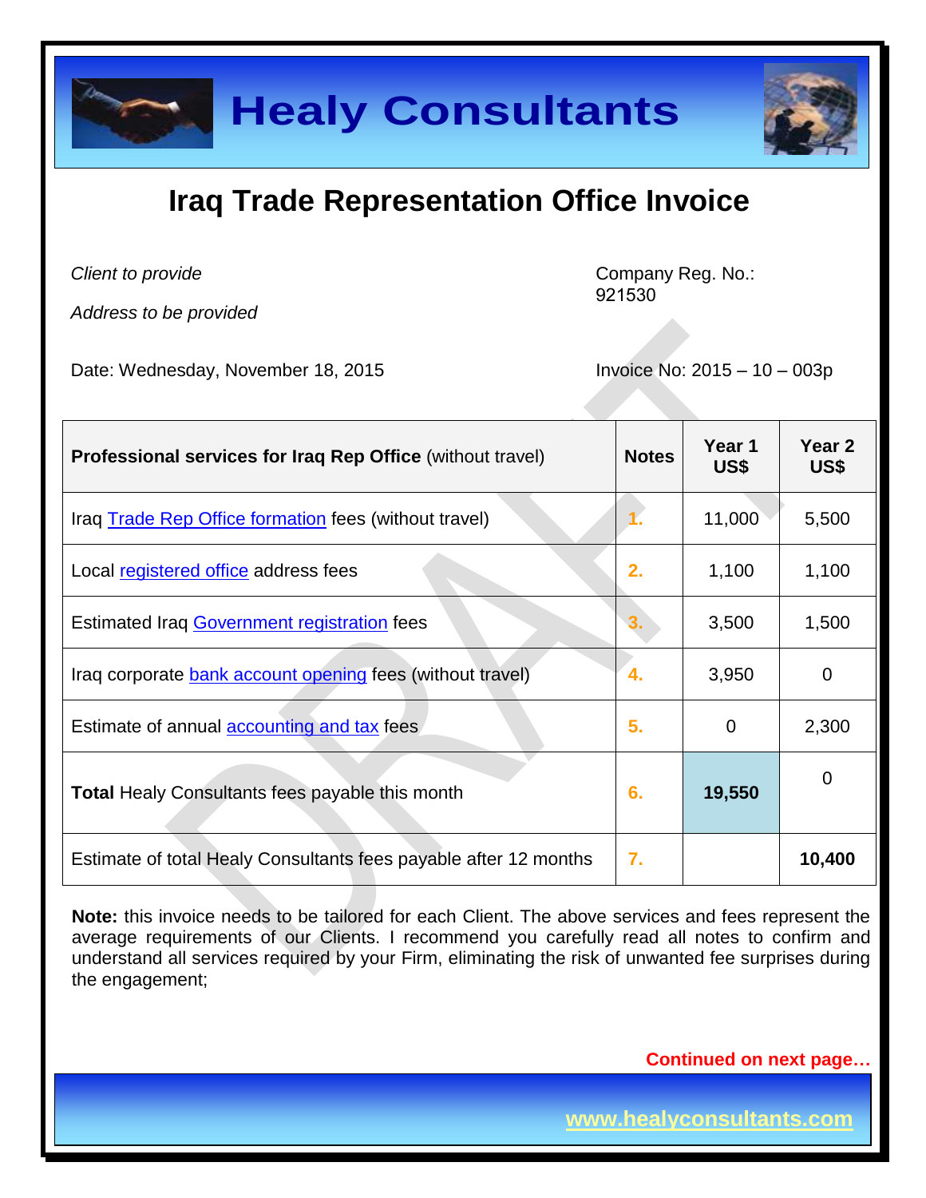Healy Consultants

# Iraq Trade Representation Office Invoice

*Client to provide*

*Address to be provided*

Company Reg. No.: 921530

Date: Wednesday, November 18, 2015

Invoice No: 2015 – 10 – 003p

| **Professional services for Iraq Rep Office** (without travel) | **Notes** | **Year 1 US$** | **Year 2 US$** |
|---|---|---|---|
| Iraq Trade Rep Office formation fees (without travel) | 1. | 11,000 | 5,500 |
| Local registered office address fees | 2. | 1,100 | 1,100 |
| Estimated Iraq Government registration fees | 3. | 3,500 | 1,500 |
| Iraq corporate bank account opening fees (without travel) | 4. | 3,950 | 0 |
| Estimate of annual accounting and tax fees | 5. | 0 | 2,300 |
| **Total** Healy Consultants fees payable this month | 6. | **19,550** | 0 |
| Estimate of total Healy Consultants fees payable after 12 months | 7. | | **10,400** |

**Note:** this invoice needs to be tailored for each Client. The above services and fees represent the average requirements of our Clients. I recommend you carefully read all notes to confirm and understand all services required by your Firm, eliminating the risk of unwanted fee surprises during the engagement;

**Continued on next page…**

www.healyconsultants.com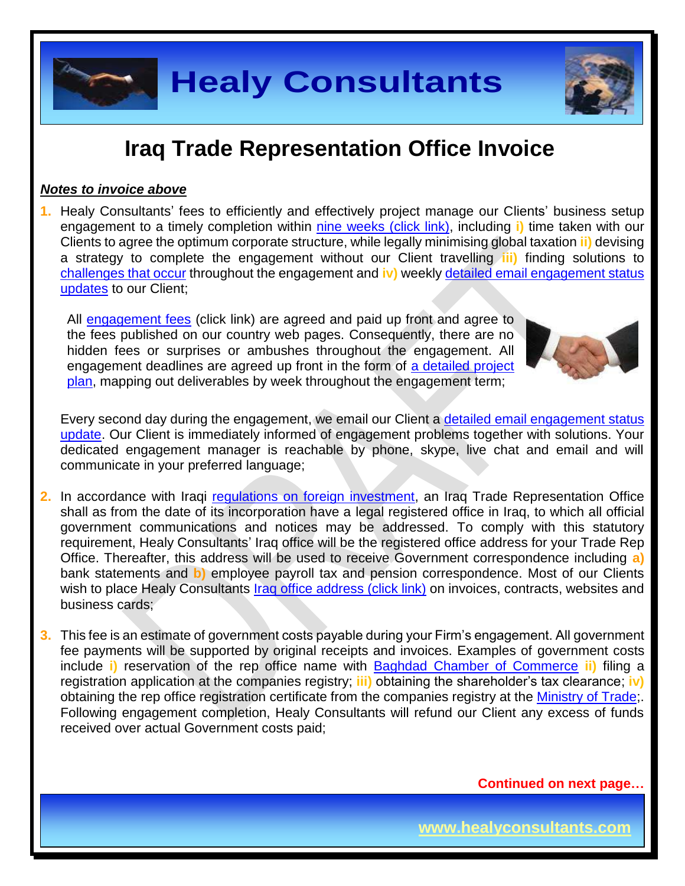# Iraq Trade Representation Office Invoice

***Notes to invoice above***

1. Healy Consultants' fees to efficiently and effectively project manage our Clients' business setup engagement to a timely completion within nine weeks (click link), including **i)** time taken with our Clients to agree the optimum corporate structure, while legally minimising global taxation **ii)** devising a strategy to complete the engagement without our Client travelling **iii)** finding solutions to challenges that occur throughout the engagement and **iv)** weekly detailed email engagement status updates to our Client;

   All engagement fees (click link) are agreed and paid up front and agree to the fees published on our country web pages. Consequently, there are no hidden fees or surprises or ambushes throughout the engagement. All engagement deadlines are agreed up front in the form of a detailed project plan, mapping out deliverables by week throughout the engagement term;

   Every second day during the engagement, we email our Client a detailed email engagement status update. Our Client is immediately informed of engagement problems together with solutions. Your dedicated engagement manager is reachable by phone, skype, live chat and email and will communicate in your preferred language;

2. In accordance with Iraqi regulations on foreign investment, an Iraq Trade Representation Office shall as from the date of its incorporation have a legal registered office in Iraq, to which all official government communications and notices may be addressed. To comply with this statutory requirement, Healy Consultants' Iraq office will be the registered office address for your Trade Rep Office. Thereafter, this address will be used to receive Government correspondence including **a)** bank statements and **b)** employee payroll tax and pension correspondence. Most of our Clients wish to place Healy Consultants Iraq office address (click link) on invoices, contracts, websites and business cards;

3. This fee is an estimate of government costs payable during your Firm's engagement. All government fee payments will be supported by original receipts and invoices. Examples of government costs include **i)** reservation of the rep office name with Baghdad Chamber of Commerce **ii)** filing a registration application at the companies registry; **iii)** obtaining the shareholder's tax clearance; **iv)** obtaining the rep office registration certificate from the companies registry at the Ministry of Trade;. Following engagement completion, Healy Consultants will refund our Client any excess of funds received over actual Government costs paid;

**Continued on next page…**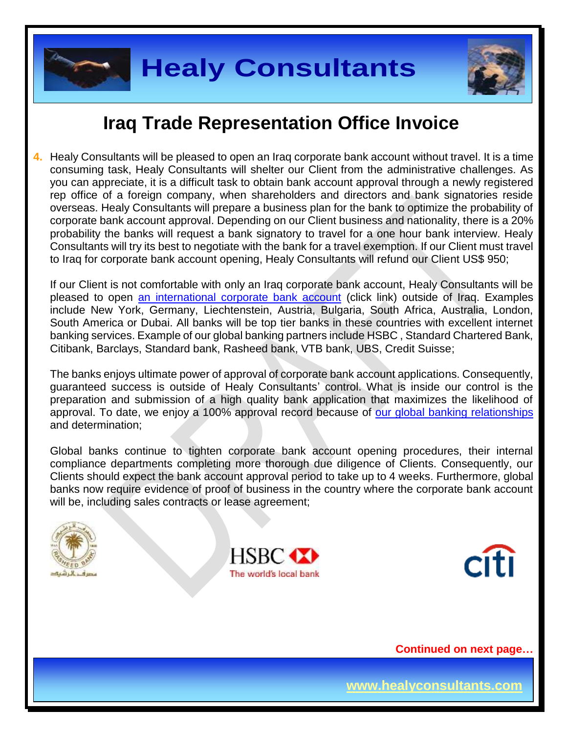# Iraq Trade Representation Office Invoice

4. Healy Consultants will be pleased to open an Iraq corporate bank account without travel. It is a time consuming task, Healy Consultants will shelter our Client from the administrative challenges. As you can appreciate, it is a difficult task to obtain bank account approval through a newly registered rep office of a foreign company, when shareholders and directors and bank signatories reside overseas. Healy Consultants will prepare a business plan for the bank to optimize the probability of corporate bank account approval. Depending on our Client business and nationality, there is a 20% probability the banks will request a bank signatory to travel for a one hour bank interview. Healy Consultants will try its best to negotiate with the bank for a travel exemption. If our Client must travel to Iraq for corporate bank account opening, Healy Consultants will refund our Client US$ 950;

   If our Client is not comfortable with only an Iraq corporate bank account, Healy Consultants will be pleased to open an international corporate bank account (click link) outside of Iraq. Examples include New York, Germany, Liechtenstein, Austria, Bulgaria, South Africa, Australia, London, South America or Dubai. All banks will be top tier banks in these countries with excellent internet banking services. Example of our global banking partners include HSBC , Standard Chartered Bank, Citibank, Barclays, Standard bank, Rasheed bank, VTB bank, UBS, Credit Suisse;

   The banks enjoys ultimate power of approval of corporate bank account applications. Consequently, guaranteed success is outside of Healy Consultants' control. What is inside our control is the preparation and submission of a high quality bank application that maximizes the likelihood of approval. To date, we enjoy a 100% approval record because of our global banking relationships and determination;

   Global banks continue to tighten corporate bank account opening procedures, their internal compliance departments completing more thorough due diligence of Clients. Consequently, our Clients should expect the bank account approval period to take up to 4 weeks. Furthermore, global banks now require evidence of proof of business in the country where the corporate bank account will be, including sales contracts or lease agreement;

Continued on next page…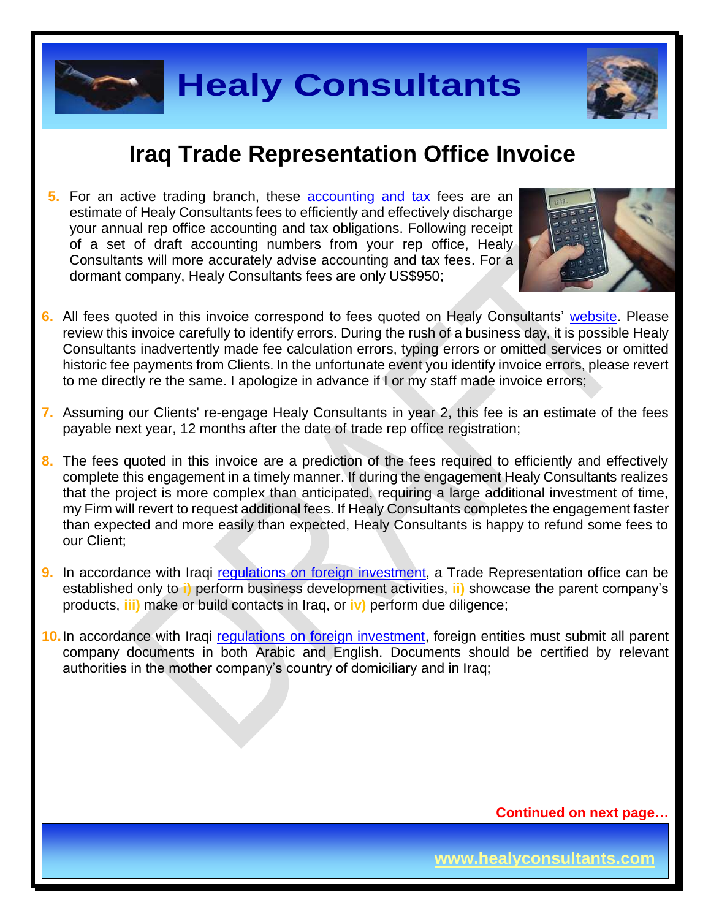# Iraq Trade Representation Office Invoice

5. For an active trading branch, these accounting and tax fees are an estimate of Healy Consultants fees to efficiently and effectively discharge your annual rep office accounting and tax obligations. Following receipt of a set of draft accounting numbers from your rep office, Healy Consultants will more accurately advise accounting and tax fees. For a dormant company, Healy Consultants fees are only US$950;

6. All fees quoted in this invoice correspond to fees quoted on Healy Consultants' website. Please review this invoice carefully to identify errors. During the rush of a business day, it is possible Healy Consultants inadvertently made fee calculation errors, typing errors or omitted services or omitted historic fee payments from Clients. In the unfortunate event you identify invoice errors, please revert to me directly re the same. I apologize in advance if I or my staff made invoice errors;

7. Assuming our Clients' re-engage Healy Consultants in year 2, this fee is an estimate of the fees payable next year, 12 months after the date of trade rep office registration;

8. The fees quoted in this invoice are a prediction of the fees required to efficiently and effectively complete this engagement in a timely manner. If during the engagement Healy Consultants realizes that the project is more complex than anticipated, requiring a large additional investment of time, my Firm will revert to request additional fees. If Healy Consultants completes the engagement faster than expected and more easily than expected, Healy Consultants is happy to refund some fees to our Client;

9. In accordance with Iraqi regulations on foreign investment, a Trade Representation office can be established only to **i)** perform business development activities, **ii)** showcase the parent company's products, **iii)** make or build contacts in Iraq, or **iv)** perform due diligence;

10. In accordance with Iraqi regulations on foreign investment, foreign entities must submit all parent company documents in both Arabic and English. Documents should be certified by relevant authorities in the mother company's country of domiciliary and in Iraq;

**Continued on next page…**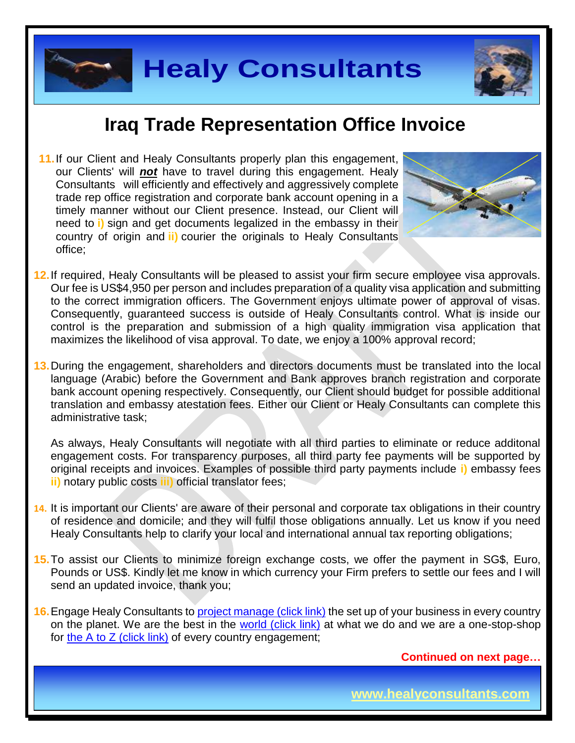# Iraq Trade Representation Office Invoice

11. If our Client and Healy Consultants properly plan this engagement, our Clients' will ***not*** have to travel during this engagement. Healy Consultants will efficiently and effectively and aggressively complete trade rep office registration and corporate bank account opening in a timely manner without our Client presence. Instead, our Client will need to **i)** sign and get documents legalized in the embassy in their country of origin and **ii)** courier the originals to Healy Consultants office;

12. If required, Healy Consultants will be pleased to assist your firm secure employee visa approvals. Our fee is US$4,950 per person and includes preparation of a quality visa application and submitting to the correct immigration officers. The Government enjoys ultimate power of approval of visas. Consequently, guaranteed success is outside of Healy Consultants control. What is inside our control is the preparation and submission of a high quality immigration visa application that maximizes the likelihood of visa approval. To date, we enjoy a 100% approval record;

13. During the engagement, shareholders and directors documents must be translated into the local language (Arabic) before the Government and Bank approves branch registration and corporate bank account opening respectively. Consequently, our Client should budget for possible additional translation and embassy atestation fees. Either our Client or Healy Consultants can complete this administrative task;

    As always, Healy Consultants will negotiate with all third parties to eliminate or reduce additonal engagement costs. For transparency purposes, all third party fee payments will be supported by original receipts and invoices. Examples of possible third party payments include **i)** embassy fees **ii)** notary public costs **iii)** official translator fees;

14. It is important our Clients' are aware of their personal and corporate tax obligations in their country of residence and domicile; and they will fulfil those obligations annually. Let us know if you need Healy Consultants help to clarify your local and international annual tax reporting obligations;

15. To assist our Clients to minimize foreign exchange costs, we offer the payment in SG$, Euro, Pounds or US$. Kindly let me know in which currency your Firm prefers to settle our fees and I will send an updated invoice, thank you;

16. Engage Healy Consultants to project manage (click link) the set up of your business in every country on the planet. We are the best in the world (click link) at what we do and we are a one-stop-shop for the A to Z (click link) of every country engagement;

**Continued on next page…**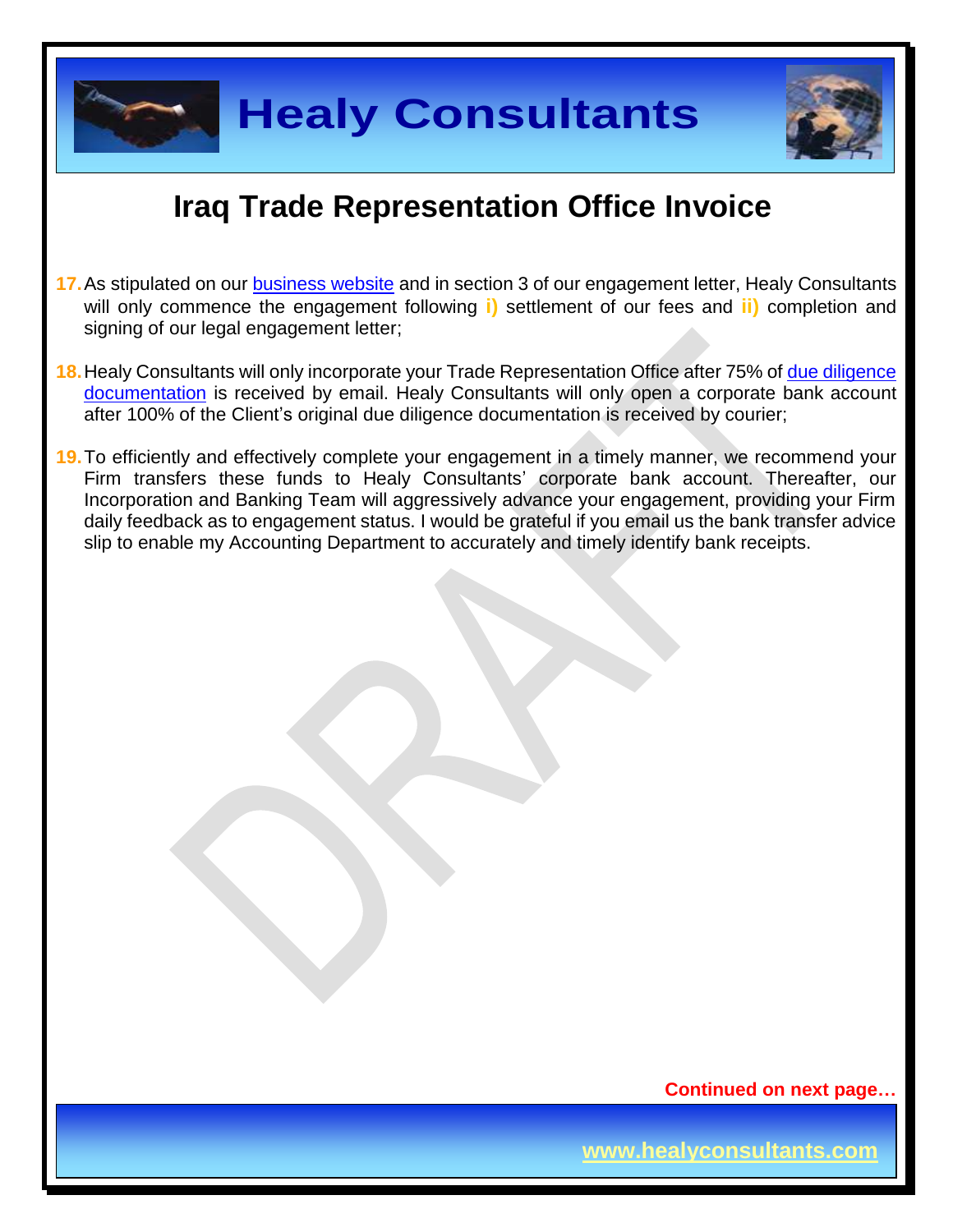# Iraq Trade Representation Office Invoice

17. As stipulated on our business website and in section 3 of our engagement letter, Healy Consultants will only commence the engagement following **i)** settlement of our fees and **ii)** completion and signing of our legal engagement letter;

18. Healy Consultants will only incorporate your Trade Representation Office after 75% of due diligence documentation is received by email. Healy Consultants will only open a corporate bank account after 100% of the Client's original due diligence documentation is received by courier;

19. To efficiently and effectively complete your engagement in a timely manner, we recommend your Firm transfers these funds to Healy Consultants' corporate bank account. Thereafter, our Incorporation and Banking Team will aggressively advance your engagement, providing your Firm daily feedback as to engagement status. I would be grateful if you email us the bank transfer advice slip to enable my Accounting Department to accurately and timely identify bank receipts.

**Continued on next page…**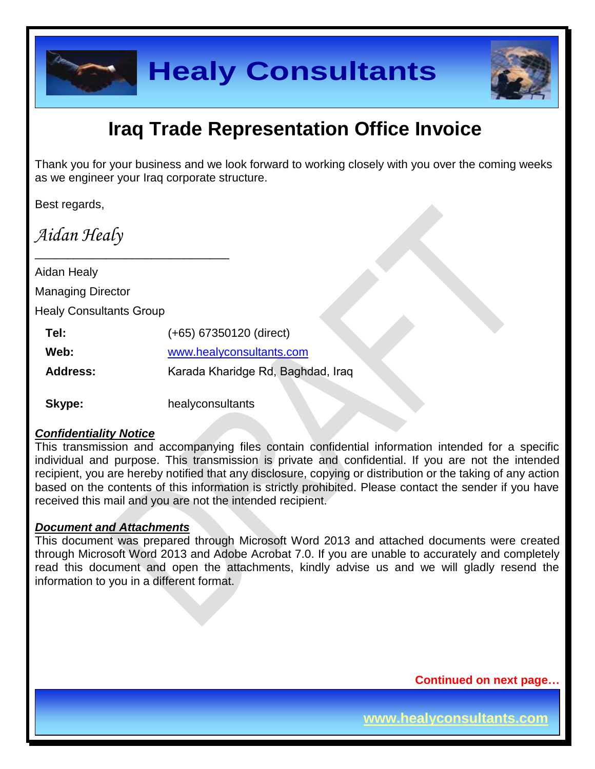# Iraq Trade Representation Office Invoice

Thank you for your business and we look forward to working closely with you over the coming weeks as we engineer your Iraq corporate structure.

Best regards,

*Aidan Healy*

______________________________

Aidan Healy

Managing Director

Healy Consultants Group

| | |
|---|---|
| **Tel:** | (+65) 67350120 (direct) |
| **Web:** | www.healyconsultants.com |
| **Address:** | Karada Kharidge Rd, Baghdad, Iraq |
| **Skype:** | healyconsultants |

***Confidentiality Notice***

This transmission and accompanying files contain confidential information intended for a specific individual and purpose. This transmission is private and confidential. If you are not the intended recipient, you are hereby notified that any disclosure, copying or distribution or the taking of any action based on the contents of this information is strictly prohibited. Please contact the sender if you have received this mail and you are not the intended recipient.

***Document and Attachments***

This document was prepared through Microsoft Word 2013 and attached documents were created through Microsoft Word 2013 and Adobe Acrobat 7.0. If you are unable to accurately and completely read this document and open the attachments, kindly advise us and we will gladly resend the information to you in a different format.

**Continued on next page…**